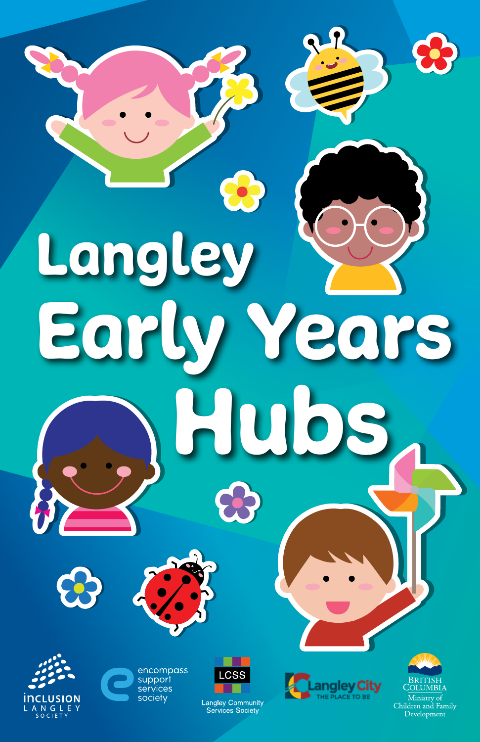# Langley Early Years Hubs

INCLUSION LANGLEY SOCIETY

encompass support services society

LCSS Langley Community Services Society

Langley City THE PLACE TO BE

BRITISH COLUMBIA Ministry of Children and Family Development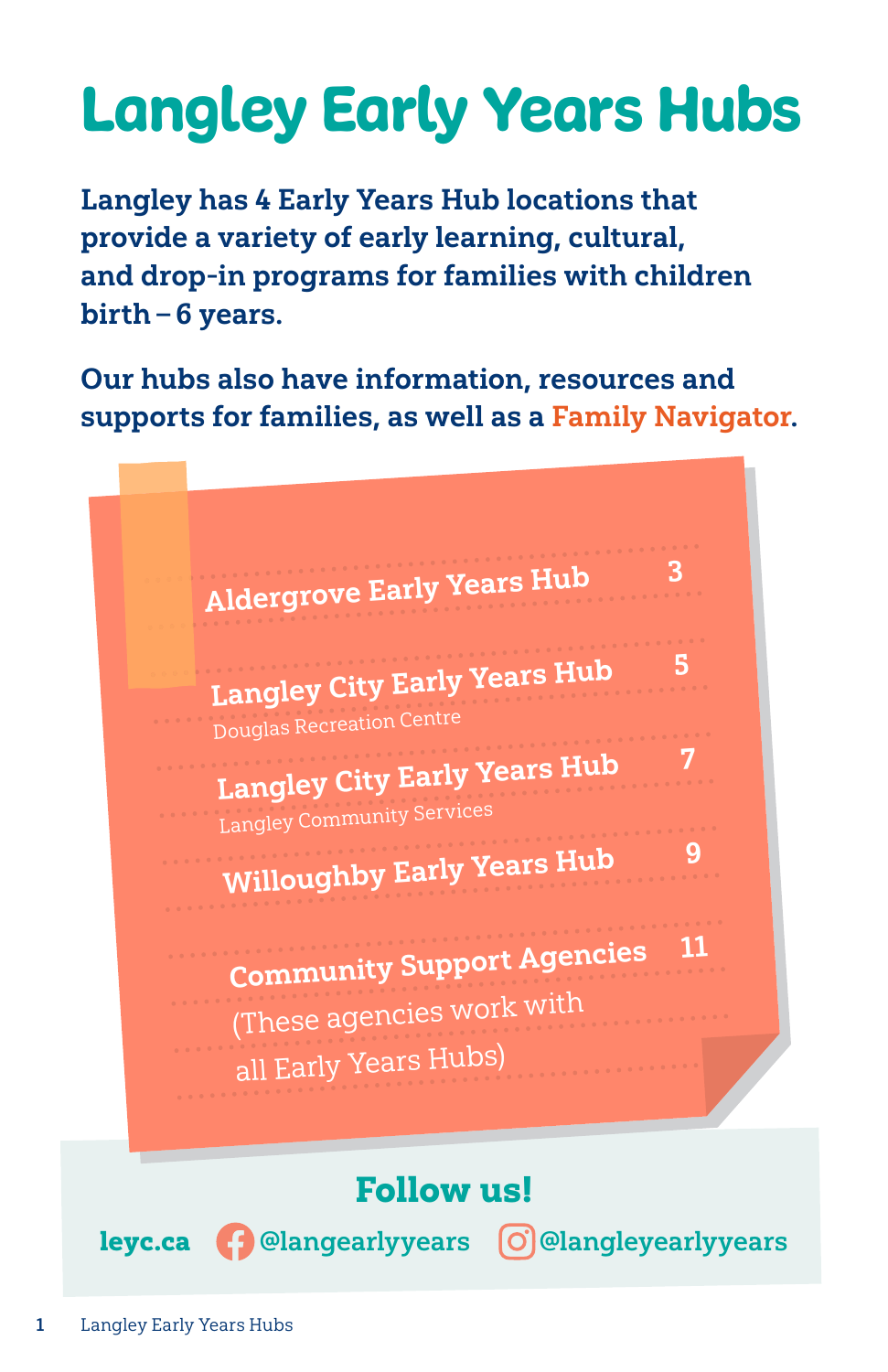# Langley Early Years Hubs

**Langley has 4 Early Years Hub locations that provide a variety of early learning, cultural, and drop-in programs for families with children birth – 6 years.**

**Our hubs also have information, resources and supports for families, as well as a Family Navigator.**

| | |
|---|---|
| **Aldergrove Early Years Hub** | 3 |
| **Langley City Early Years Hub** <br> Douglas Recreation Centre | 5 |
| **Langley City Early Years Hub** <br> Langley Community Services | 7 |
| **Willoughby Early Years Hub** | 9 |
| **Community Support Agencies** <br> (These agencies work with all Early Years Hubs) | 11 |

## Follow us!

**leyc.ca** Facebook: **@langearlyyears** Instagram: **@langleyearlyyears**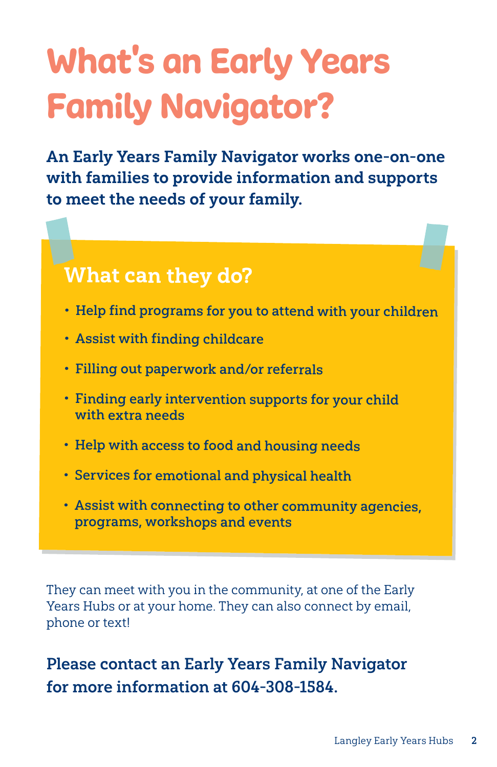# What's an Early Years Family Navigator?

**An Early Years Family Navigator works one-on-one with families to provide information and supports to meet the needs of your family.**

## What can they do?

- Help find programs for you to attend with your children
- Assist with finding childcare
- Filling out paperwork and/or referrals
- Finding early intervention supports for your child with extra needs
- Help with access to food and housing needs
- Services for emotional and physical health
- Assist with connecting to other community agencies, programs, workshops and events

They can meet with you in the community, at one of the Early Years Hubs or at your home. They can also connect by email, phone or text!

**Please contact an Early Years Family Navigator for more information at 604-308-1584.**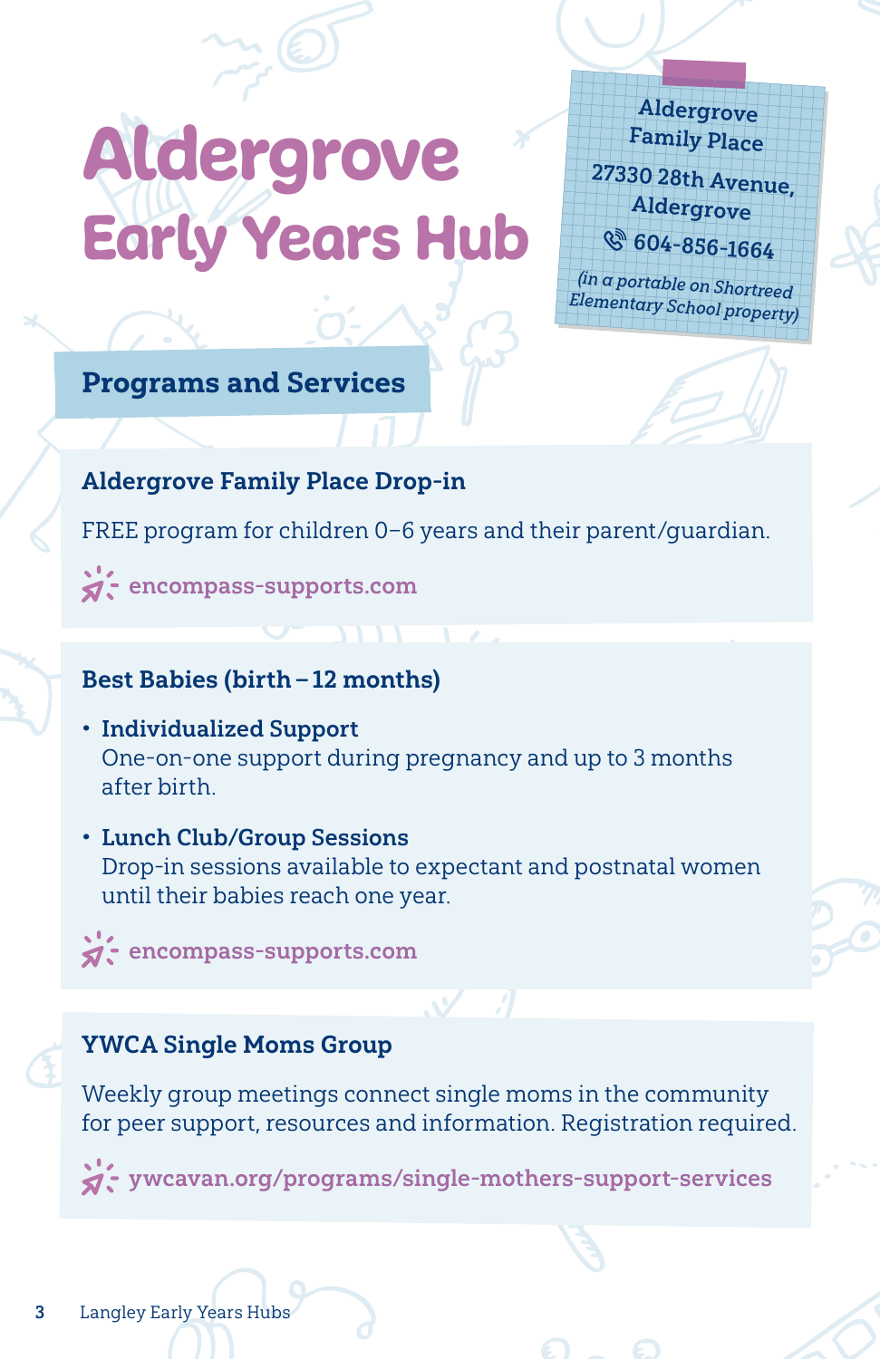# Aldergrove Early Years Hub

**Aldergrove Family Place**
27330 28th Avenue, Aldergrove
604-856-1664
*(in a portable on Shortreed Elementary School property)*

## Programs and Services

### Aldergrove Family Place Drop-in

FREE program for children 0–6 years and their parent/guardian.

encompass-supports.com

### Best Babies (birth – 12 months)

- **Individualized Support**
  One-on-one support during pregnancy and up to 3 months after birth.
- **Lunch Club/Group Sessions**
  Drop-in sessions available to expectant and postnatal women until their babies reach one year.

encompass-supports.com

### YWCA Single Moms Group

Weekly group meetings connect single moms in the community for peer support, resources and information. Registration required.

ywcavan.org/programs/single-mothers-support-services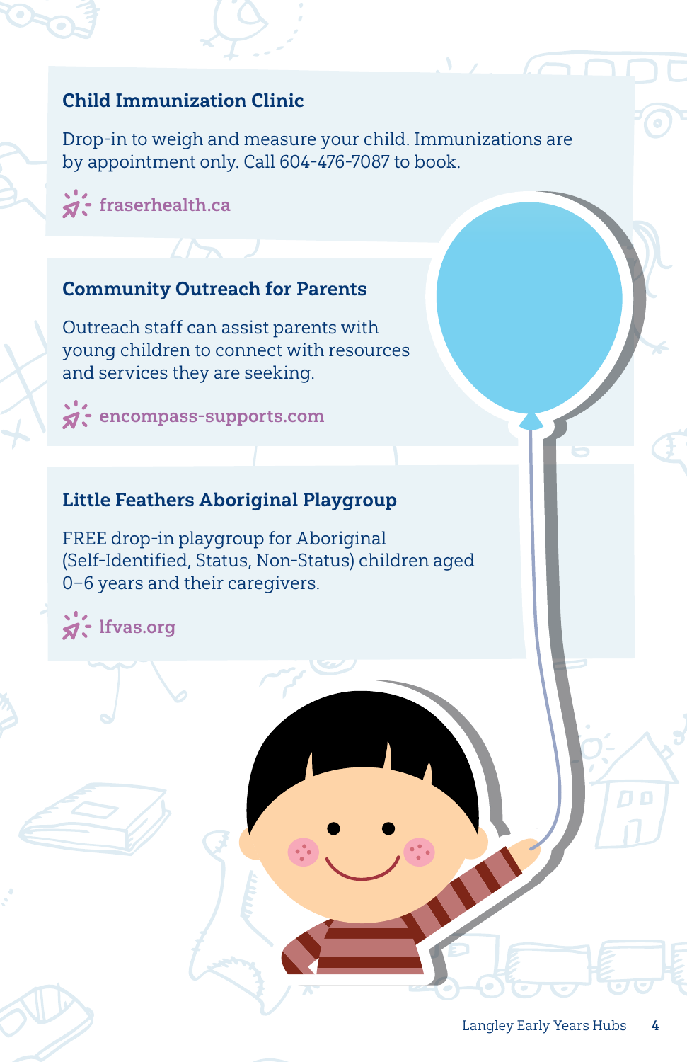### Child Immunization Clinic

Drop-in to weigh and measure your child. Immunizations are by appointment only. Call 604-476-7087 to book.

fraserhealth.ca

### Community Outreach for Parents

Outreach staff can assist parents with young children to connect with resources and services they are seeking.

encompass-supports.com

### Little Feathers Aboriginal Playgroup

FREE drop-in playgroup for Aboriginal (Self-Identified, Status, Non-Status) children aged 0–6 years and their caregivers.

lfvas.org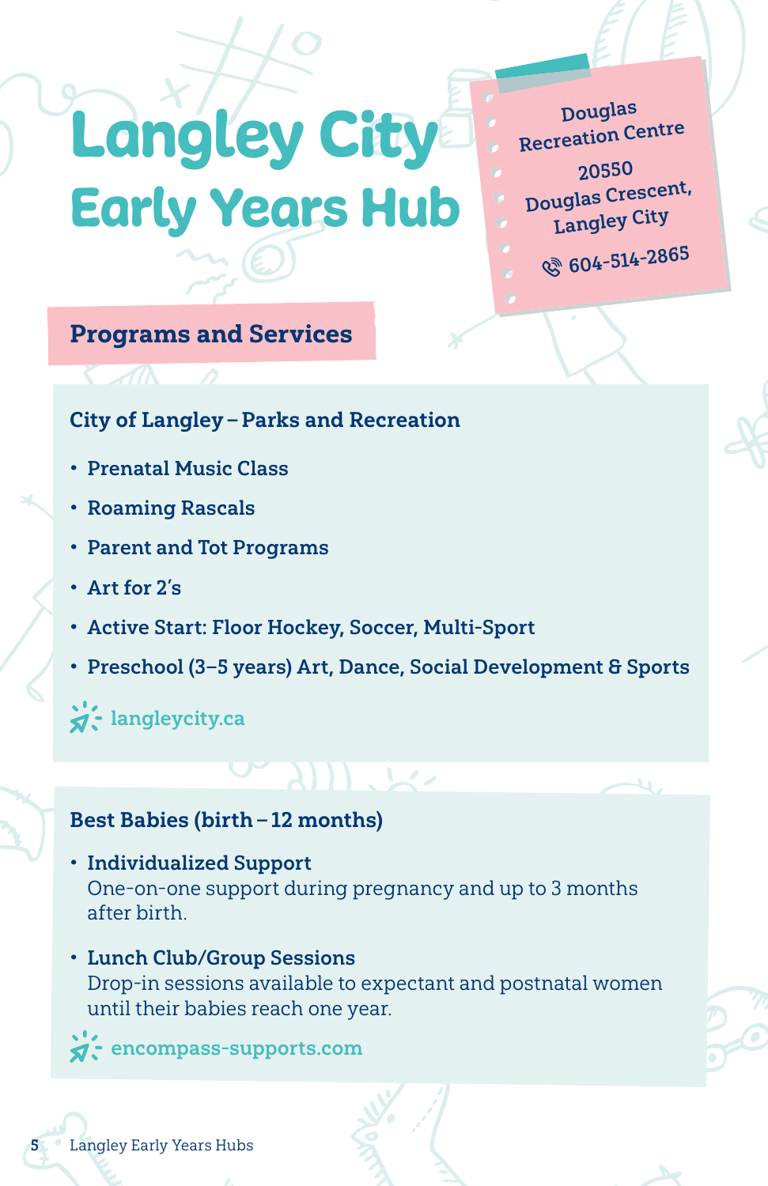# Langley City Early Years Hub

Douglas Recreation Centre
20550 Douglas Crescent, Langley City
604-514-2865

## Programs and Services

### City of Langley – Parks and Recreation

- Prenatal Music Class
- Roaming Rascals
- Parent and Tot Programs
- Art for 2's
- Active Start: Floor Hockey, Soccer, Multi-Sport
- Preschool (3–5 years) Art, Dance, Social Development & Sports

langleycity.ca

### Best Babies (birth – 12 months)

- **Individualized Support**
  One-on-one support during pregnancy and up to 3 months after birth.
- **Lunch Club/Group Sessions**
  Drop-in sessions available to expectant and postnatal women until their babies reach one year.

encompass-supports.com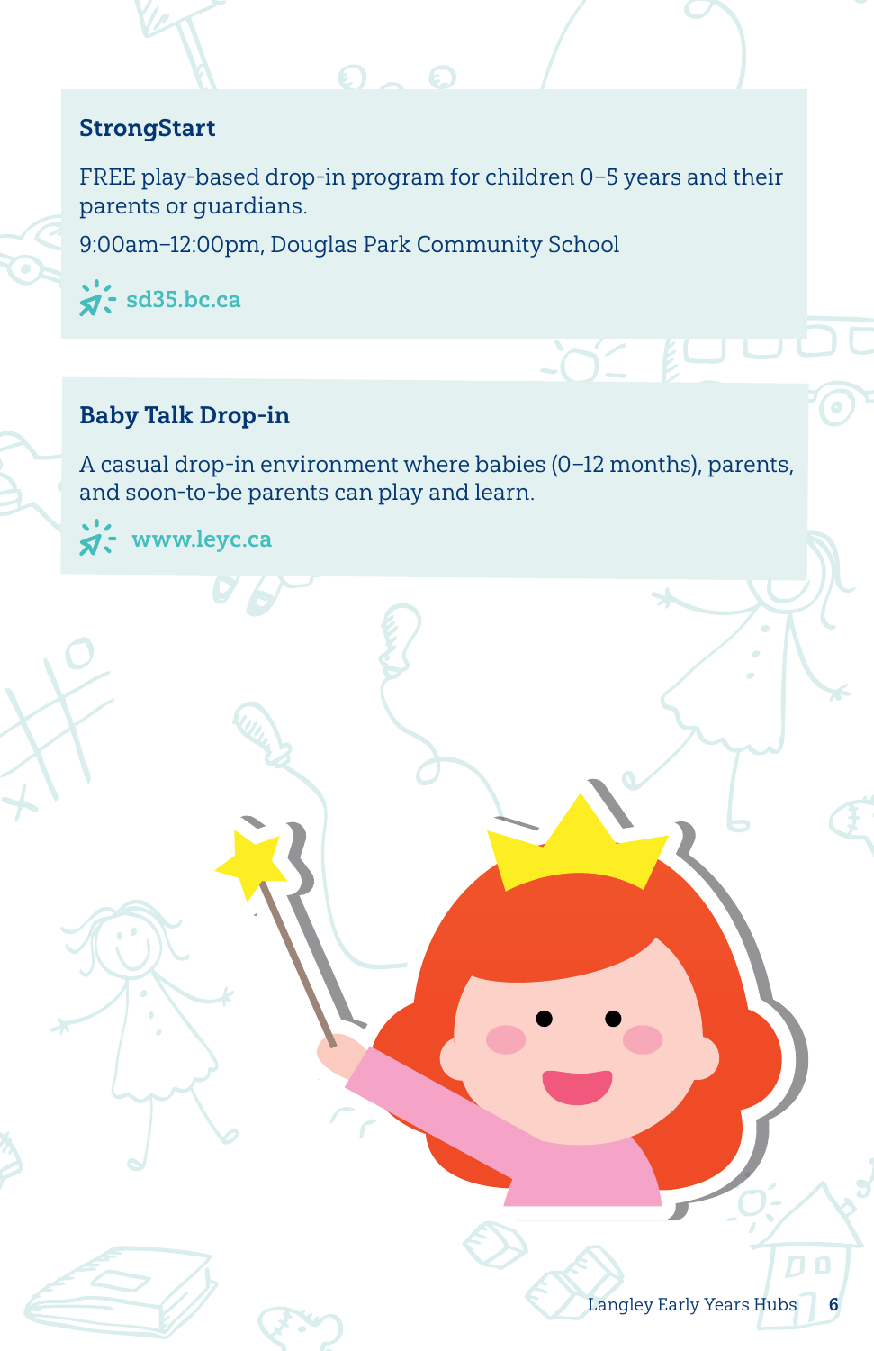### StrongStart

FREE play-based drop-in program for children 0–5 years and their parents or guardians.

9:00am–12:00pm, Douglas Park Community School

sd35.bc.ca

### Baby Talk Drop-in

A casual drop-in environment where babies (0–12 months), parents, and soon-to-be parents can play and learn.

www.leyc.ca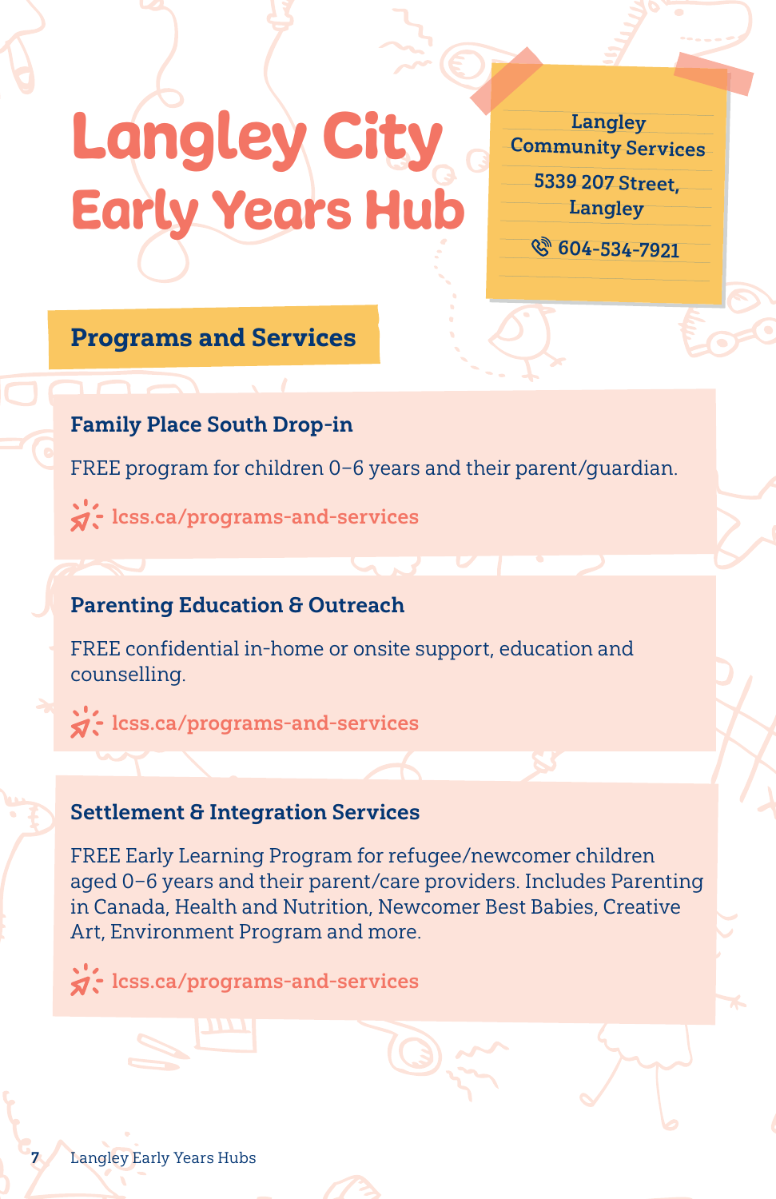# Langley City Early Years Hub

Langley Community Services

5339 207 Street, Langley

604-534-7921

## Programs and Services

### Family Place South Drop-in

FREE program for children 0–6 years and their parent/guardian.

lcss.ca/programs-and-services

### Parenting Education & Outreach

FREE confidential in-home or onsite support, education and counselling.

lcss.ca/programs-and-services

### Settlement & Integration Services

FREE Early Learning Program for refugee/newcomer children aged 0–6 years and their parent/care providers. Includes Parenting in Canada, Health and Nutrition, Newcomer Best Babies, Creative Art, Environment Program and more.

lcss.ca/programs-and-services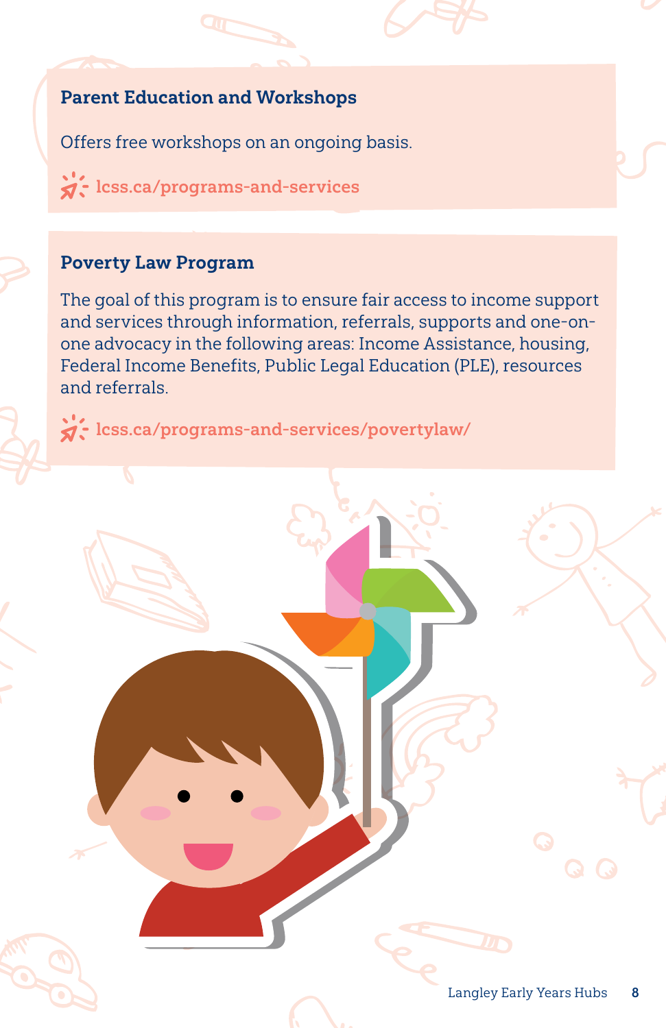### Parent Education and Workshops

Offers free workshops on an ongoing basis.

lcss.ca/programs-and-services

### Poverty Law Program

The goal of this program is to ensure fair access to income support and services through information, referrals, supports and one-on-one advocacy in the following areas: Income Assistance, housing, Federal Income Benefits, Public Legal Education (PLE), resources and referrals.

lcss.ca/programs-and-services/povertylaw/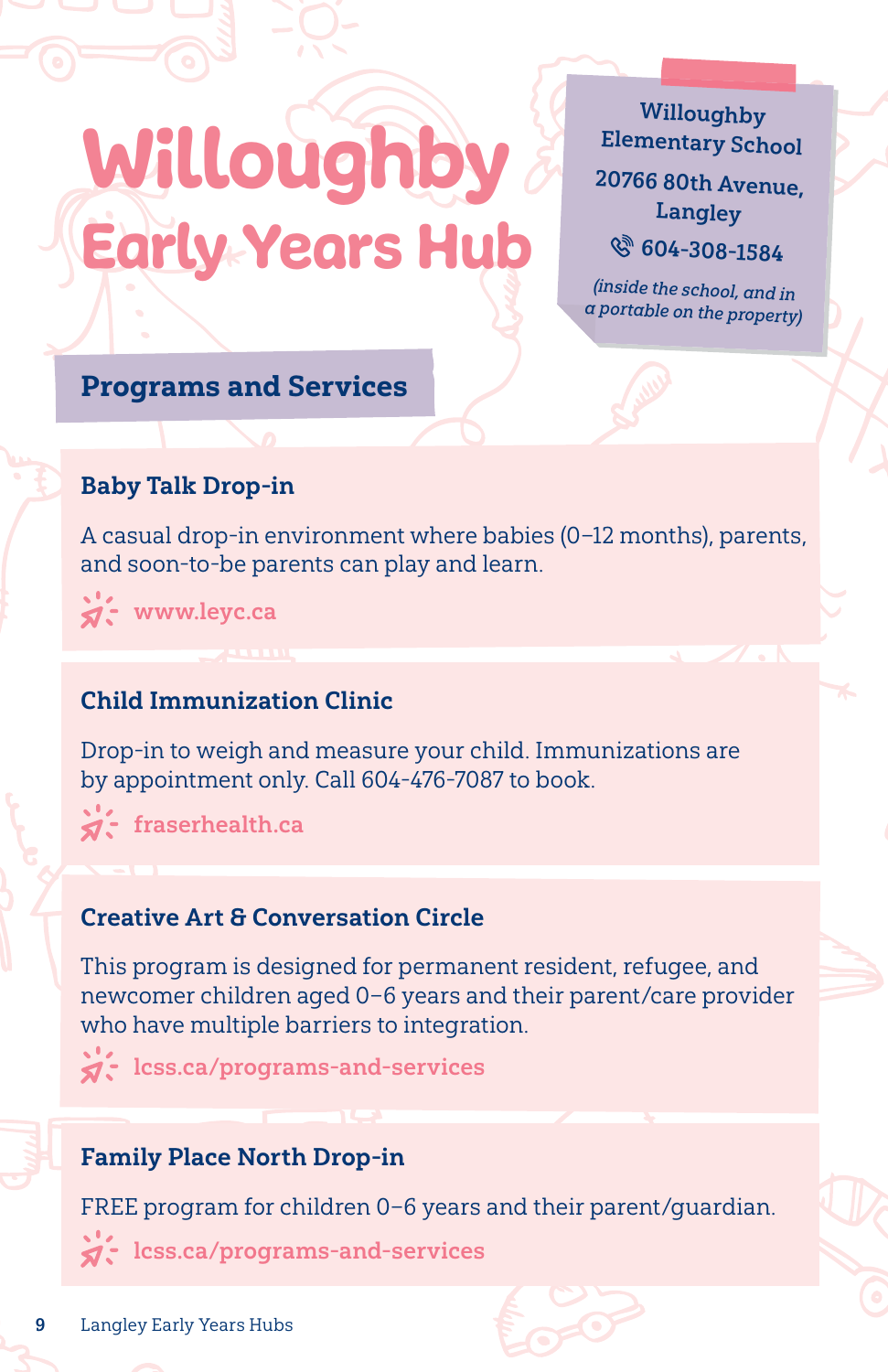# Willoughby Early Years Hub

**Willoughby Elementary School**

**20766 80th Avenue, Langley**

**604-308-1584**

*(inside the school, and in a portable on the property)*

## Programs and Services

### Baby Talk Drop-in

A casual drop-in environment where babies (0–12 months), parents, and soon-to-be parents can play and learn.

www.leyc.ca

### Child Immunization Clinic

Drop-in to weigh and measure your child. Immunizations are by appointment only. Call 604-476-7087 to book.

fraserhealth.ca

### Creative Art & Conversation Circle

This program is designed for permanent resident, refugee, and newcomer children aged 0–6 years and their parent/care provider who have multiple barriers to integration.

lcss.ca/programs-and-services

### Family Place North Drop-in

FREE program for children 0–6 years and their parent/guardian.

lcss.ca/programs-and-services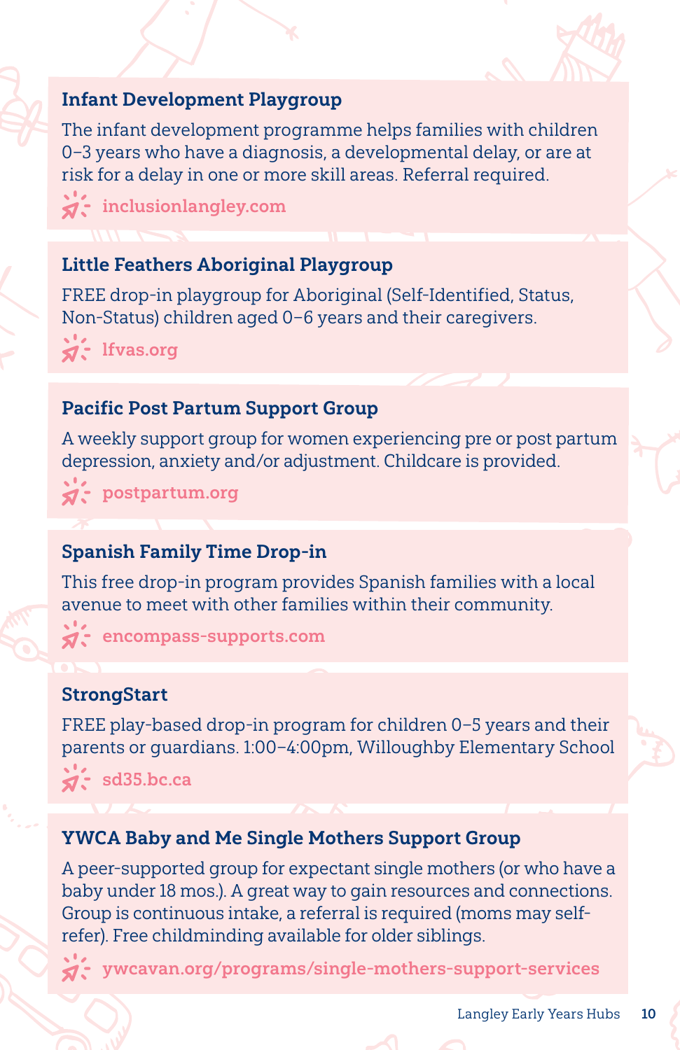### Infant Development Playgroup

The infant development programme helps families with children 0–3 years who have a diagnosis, a developmental delay, or are at risk for a delay in one or more skill areas. Referral required.

inclusionlangley.com

### Little Feathers Aboriginal Playgroup

FREE drop-in playgroup for Aboriginal (Self-Identified, Status, Non-Status) children aged 0–6 years and their caregivers.

lfvas.org

### Pacific Post Partum Support Group

A weekly support group for women experiencing pre or post partum depression, anxiety and/or adjustment. Childcare is provided.

postpartum.org

### Spanish Family Time Drop-in

This free drop-in program provides Spanish families with a local avenue to meet with other families within their community.

encompass-supports.com

### StrongStart

FREE play-based drop-in program for children 0–5 years and their parents or guardians. 1:00–4:00pm, Willoughby Elementary School

sd35.bc.ca

### YWCA Baby and Me Single Mothers Support Group

A peer-supported group for expectant single mothers (or who have a baby under 18 mos.). A great way to gain resources and connections. Group is continuous intake, a referral is required (moms may self-refer). Free childminding available for older siblings.

ywcavan.org/programs/single-mothers-support-services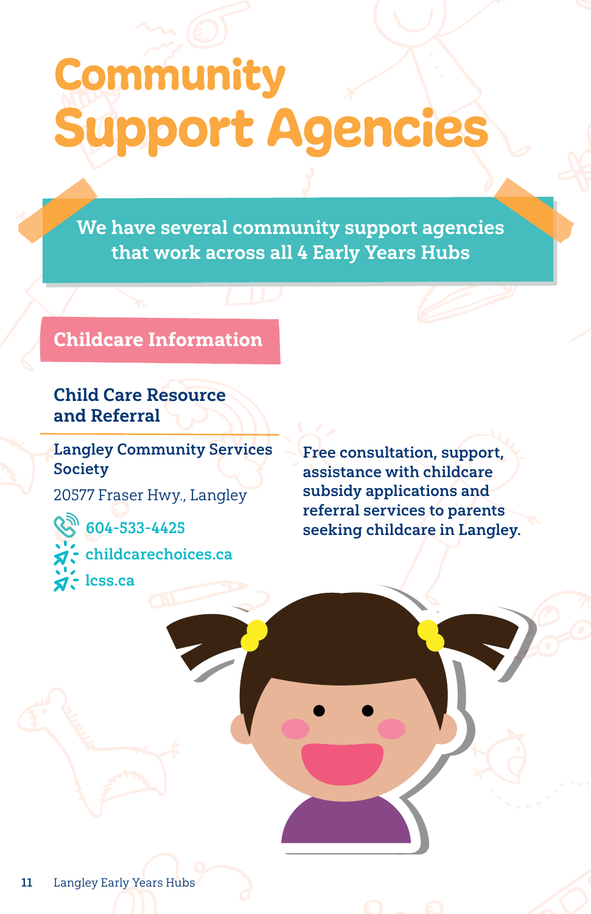# Community Support Agencies

We have several community support agencies that work across all 4 Early Years Hubs

## Childcare Information

### Child Care Resource and Referral

**Langley Community Services Society**

20577 Fraser Hwy., Langley

604-533-4425

childcarechoices.ca

lcss.ca

**Free consultation, support, assistance with childcare subsidy applications and referral services to parents seeking childcare in Langley.**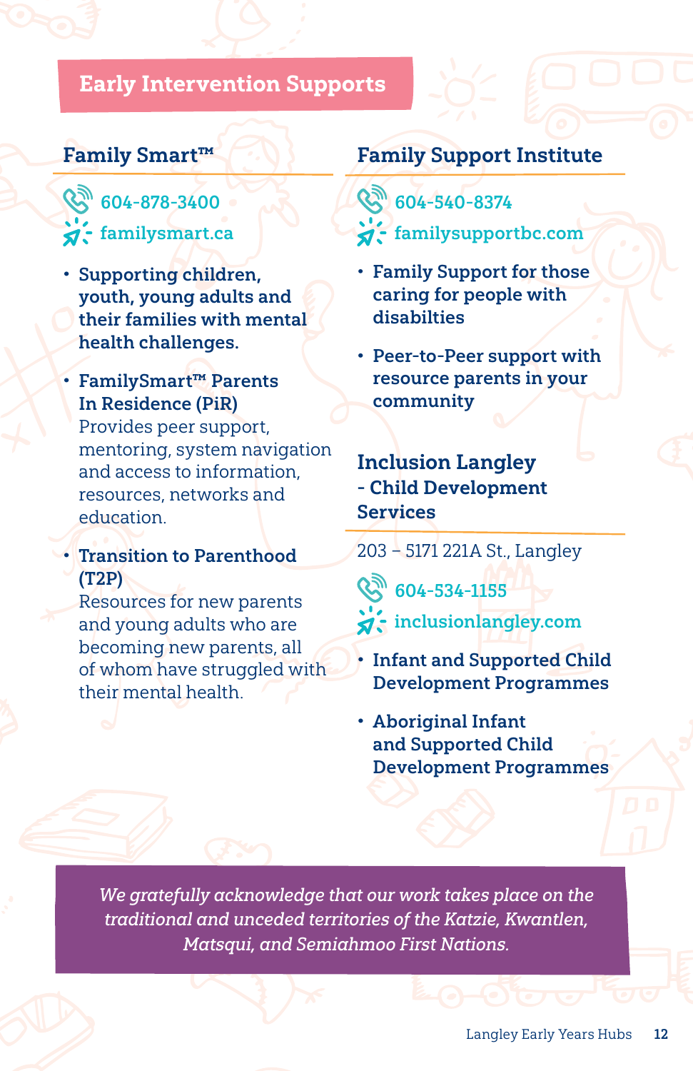# Early Intervention Supports

## Family Smart™

604-878-3400

familysmart.ca

- **Supporting children, youth, young adults and their families with mental health challenges.**
- **FamilySmart™ Parents In Residence (PiR)**
  Provides peer support, mentoring, system navigation and access to information, resources, networks and education.
- **Transition to Parenthood (T2P)**
  Resources for new parents and young adults who are becoming new parents, all of whom have struggled with their mental health.

## Family Support Institute

604-540-8374

familysupportbc.com

- **Family Support for those caring for people with disabilties**
- **Peer-to-Peer support with resource parents in your community**

## Inclusion Langley - Child Development Services

203 – 5171 221A St., Langley

604-534-1155

inclusionlangley.com

- **Infant and Supported Child Development Programmes**
- **Aboriginal Infant and Supported Child Development Programmes**

*We gratefully acknowledge that our work takes place on the traditional and unceded territories of the Katzie, Kwantlen, Matsqui, and Semiahmoo First Nations.*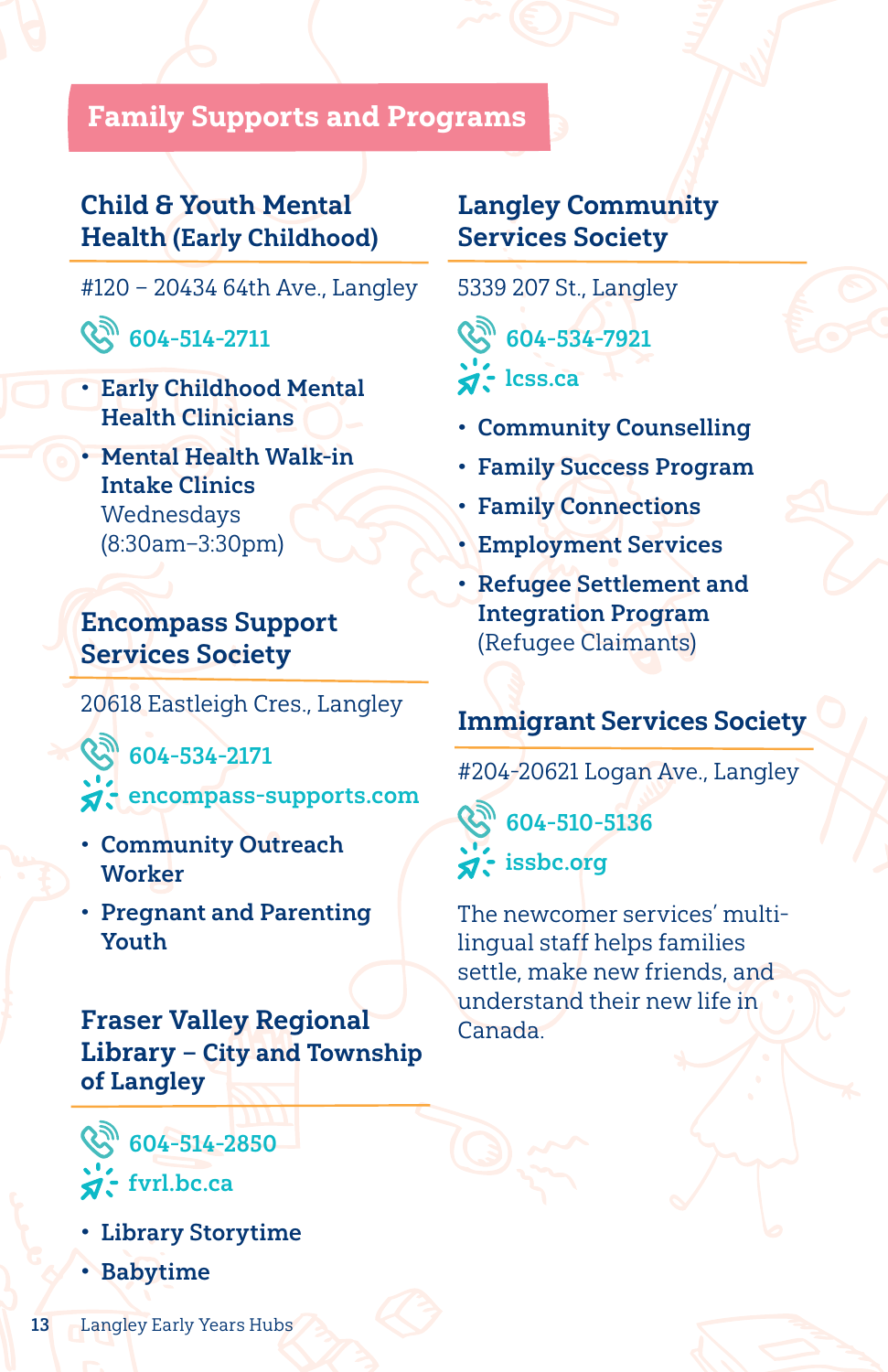# Family Supports and Programs

## Child & Youth Mental Health (Early Childhood)

#120 – 20434 64th Ave., Langley

604-514-2711

- **Early Childhood Mental Health Clinicians**
- **Mental Health Walk-in Intake Clinics**
  Wednesdays (8:30am–3:30pm)

## Encompass Support Services Society

20618 Eastleigh Cres., Langley

604-534-2171

encompass-supports.com

- **Community Outreach Worker**
- **Pregnant and Parenting Youth**

## Fraser Valley Regional Library – City and Township of Langley

604-514-2850

fvrl.bc.ca

- **Library Storytime**
- **Babytime**

## Langley Community Services Society

5339 207 St., Langley

604-534-7921

lcss.ca

- **Community Counselling**
- **Family Success Program**
- **Family Connections**
- **Employment Services**
- **Refugee Settlement and Integration Program**
  (Refugee Claimants)

## Immigrant Services Society

#204-20621 Logan Ave., Langley

604-510-5136

issbc.org

The newcomer services' multi-lingual staff helps families settle, make new friends, and understand their new life in Canada.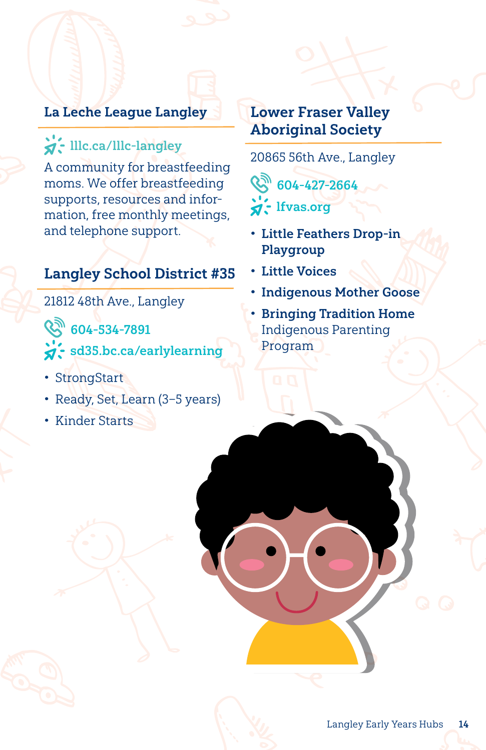## La Leche League Langley

lllc.ca/lllc-langley

A community for breastfeeding moms. We offer breastfeeding supports, resources and information, free monthly meetings, and telephone support.

## Langley School District #35

21812 48th Ave., Langley

604-534-7891

sd35.bc.ca/earlylearning

- StrongStart
- Ready, Set, Learn (3–5 years)
- Kinder Starts

## Lower Fraser Valley Aboriginal Society

20865 56th Ave., Langley

604-427-2664

lfvas.org

- **Little Feathers Drop-in Playgroup**
- **Little Voices**
- **Indigenous Mother Goose**
- **Bringing Tradition Home** Indigenous Parenting Program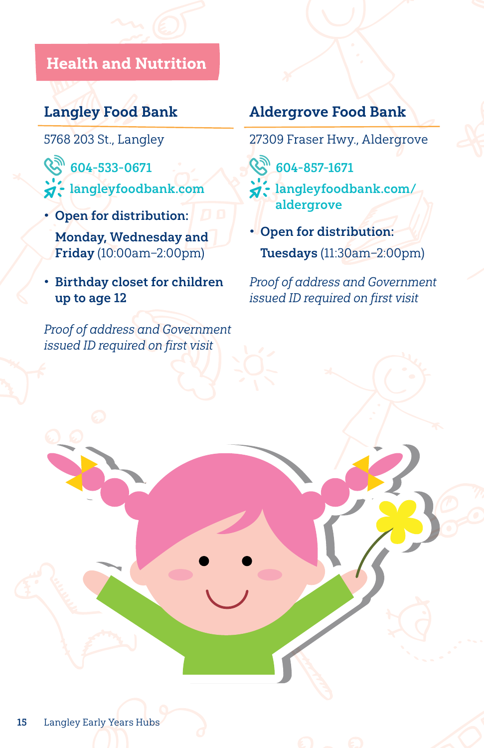## Health and Nutrition

### Langley Food Bank

5768 203 St., Langley

604-533-0671

langleyfoodbank.com

- **Open for distribution:**

  **Monday, Wednesday and Friday** (10:00am–2:00pm)

- **Birthday closet for children up to age 12**

*Proof of address and Government issued ID required on first visit*

### Aldergrove Food Bank

27309 Fraser Hwy., Aldergrove

604-857-1671

langleyfoodbank.com/aldergrove

- **Open for distribution:**

  **Tuesdays** (11:30am–2:00pm)

*Proof of address and Government issued ID required on first visit*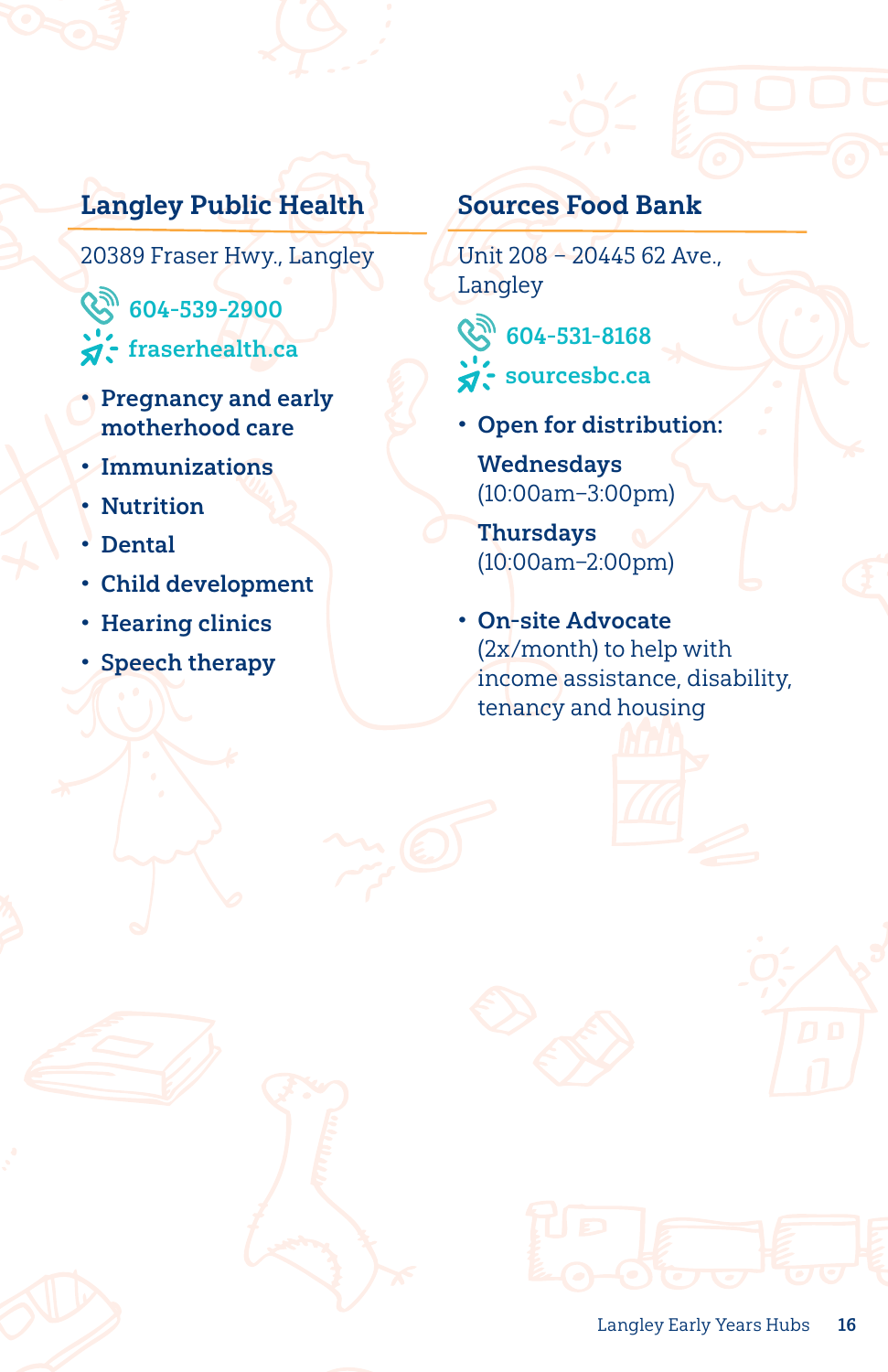## Langley Public Health

20389 Fraser Hwy., Langley

604-539-2900

fraserhealth.ca

- **Pregnancy and early motherhood care**
- **Immunizations**
- **Nutrition**
- **Dental**
- **Child development**
- **Hearing clinics**
- **Speech therapy**

## Sources Food Bank

Unit 208 – 20445 62 Ave., Langley

604-531-8168

sourcesbc.ca

- **Open for distribution:**

  **Wednesdays**
  (10:00am–3:00pm)

  **Thursdays**
  (10:00am–2:00pm)

- **On-site Advocate** (2x/month) to help with income assistance, disability, tenancy and housing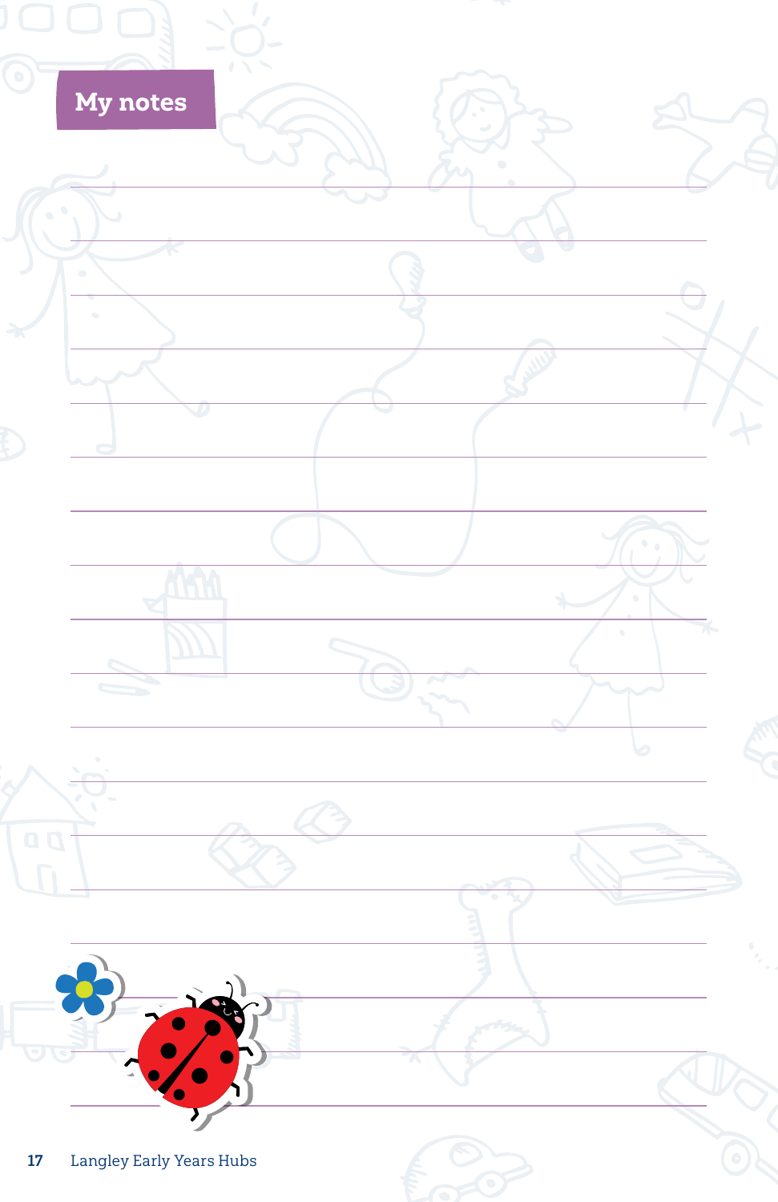## My notes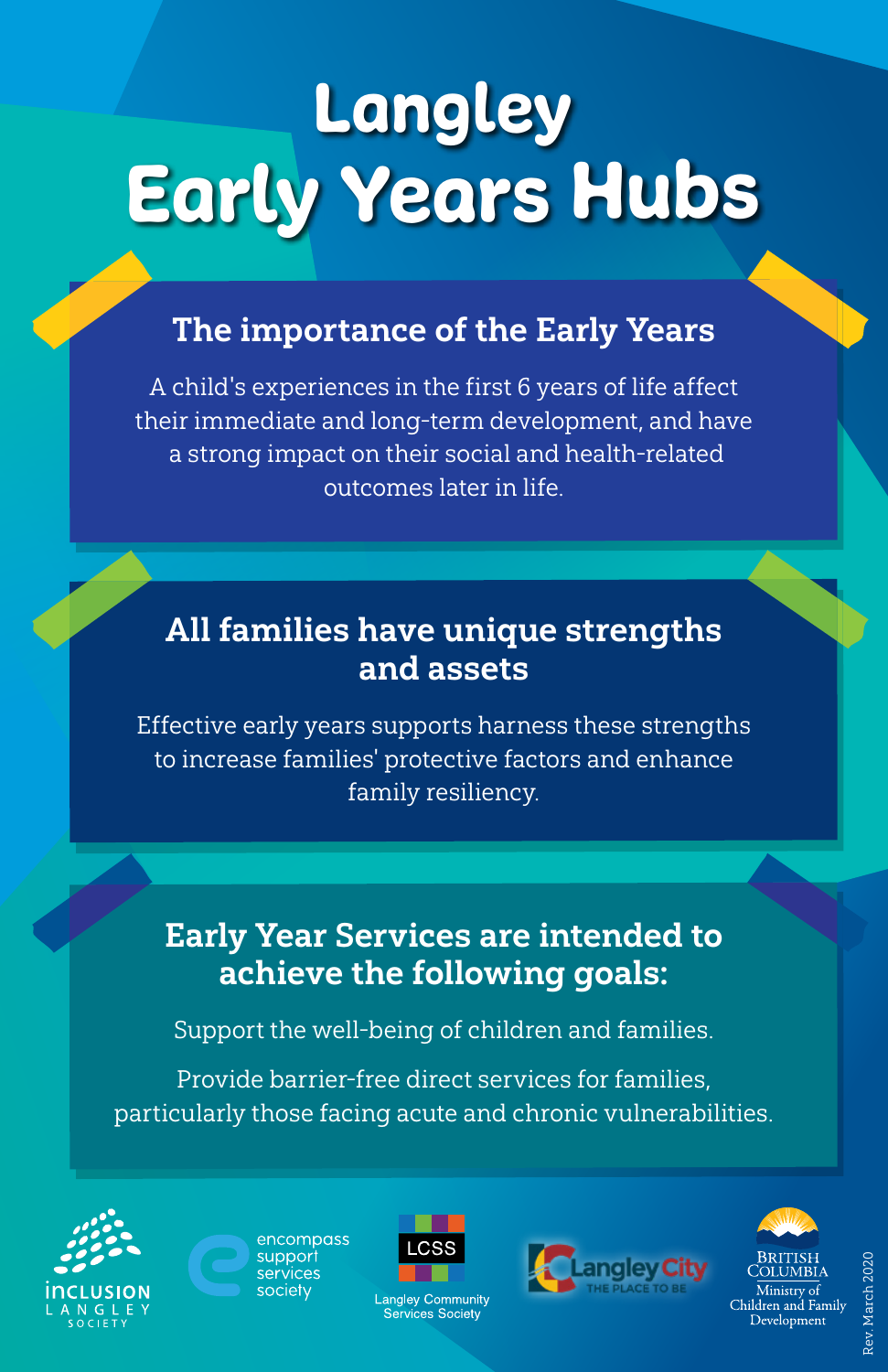# Langley Early Years Hubs

## The importance of the Early Years

A child's experiences in the first 6 years of life affect their immediate and long-term development, and have a strong impact on their social and health-related outcomes later in life.

## All families have unique strengths and assets

Effective early years supports harness these strengths to increase families' protective factors and enhance family resiliency.

## Early Year Services are intended to achieve the following goals:

Support the well-being of children and families.

Provide barrier-free direct services for families, particularly those facing acute and chronic vulnerabilities.

Inclusion Langley Society

encompass support services society

LCSS Langley Community Services Society

Langley City THE PLACE TO BE

British Columbia Ministry of Children and Family Development

Rev. March 2020